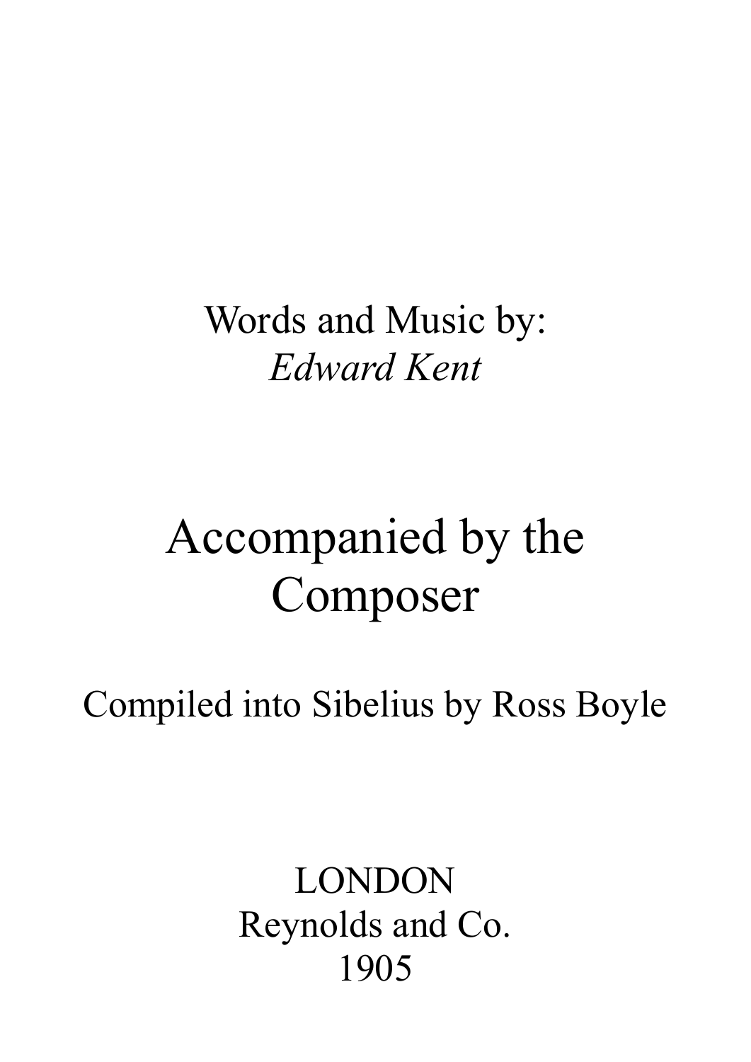Words and Music by:
*Edward Kent*

# Accompanied by the Composer

Compiled into Sibelius by Ross Boyle

LONDON
Reynolds and Co.
1905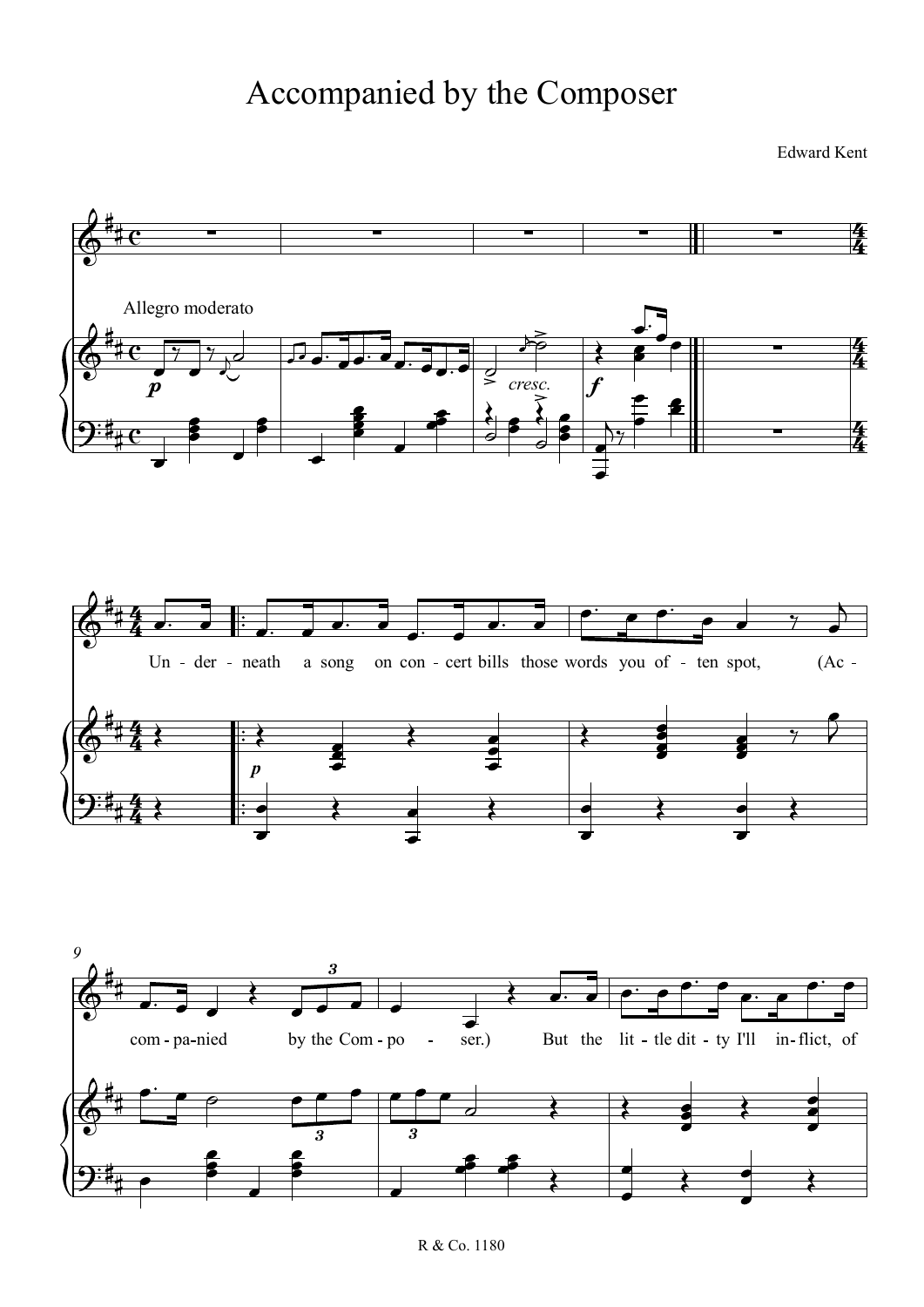# Accompanied by the Composer

Edward Kent

Allegro moderato

Un - der - neath a song on con - cert bills those words you of - ten spot, (Ac - com - pa-nied by the Com - po - ser.) But the lit - tle dit - ty I'll in - flict, of

R & Co. 1180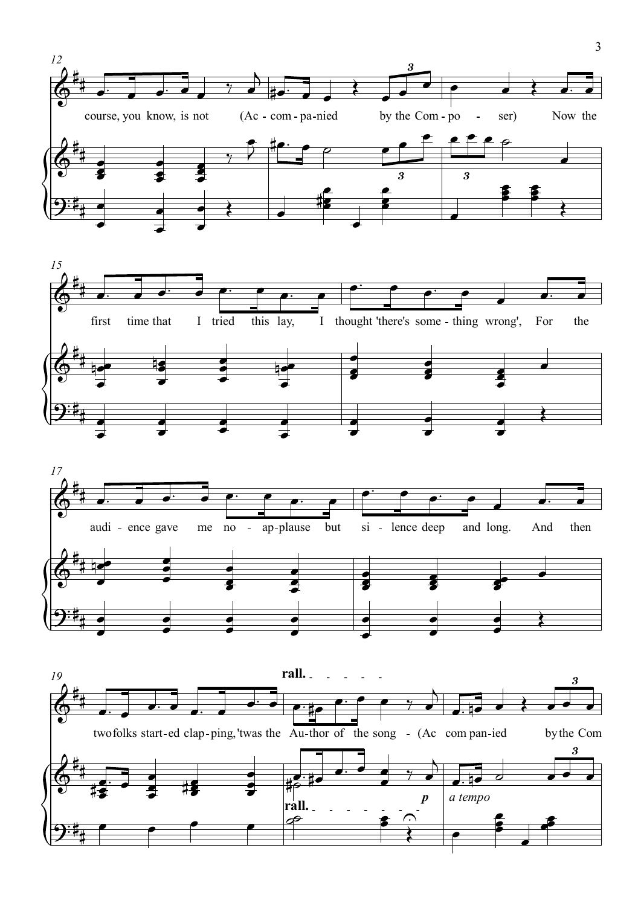12

course, you know, is not (Ac - com - pa - nied by the Com - po - ser) Now the

15

first time that I tried this lay, I thought 'there's some - thing wrong', For the

17

audi - ence gave me no - ap - plause but si - lence deep and long. And then

19

**rall.**

two folks start - ed clap - ping, 'twas the Au - thor of the song - (Ac com pan - ied by the Com

**rall.** *p* *a tempo*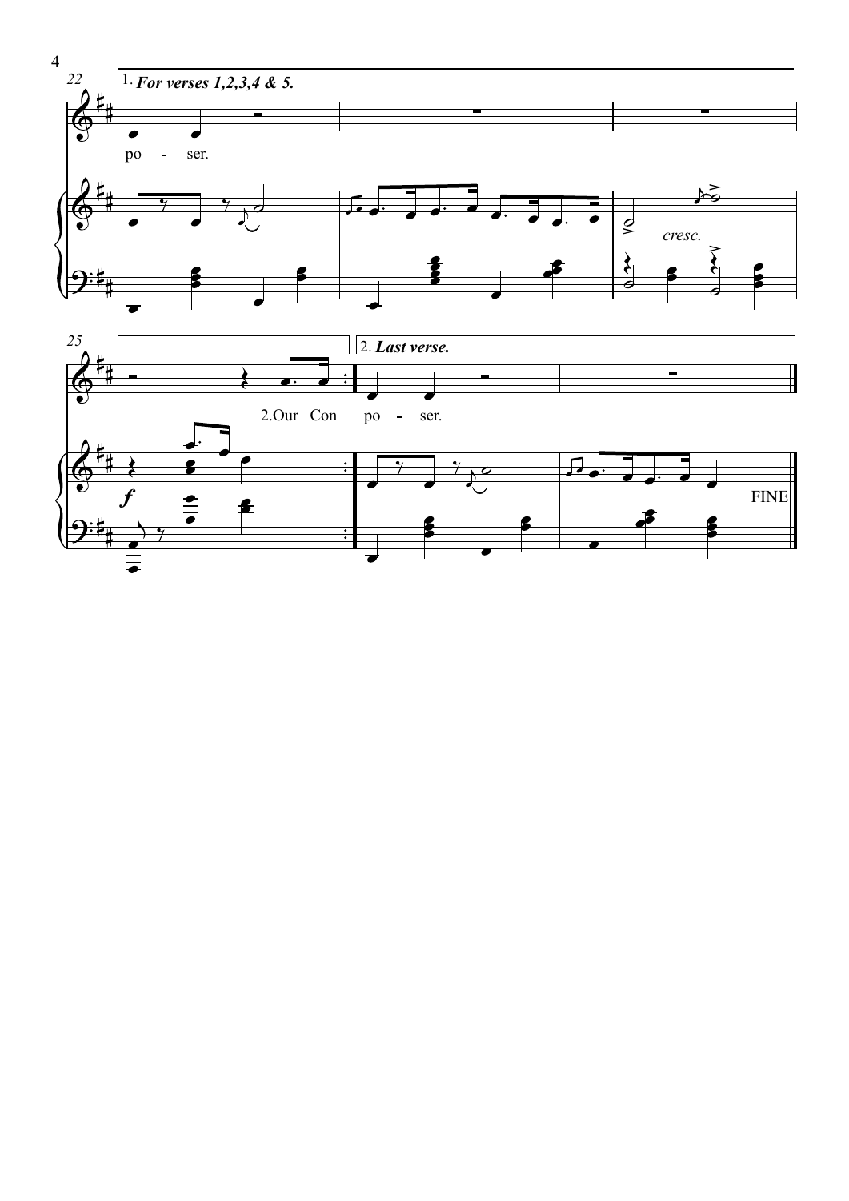1. *For verses 1,2,3,4 & 5.*

po - ser.

*cresc.*

2.Our Con

2. *Last verse.*

po - ser.

FINE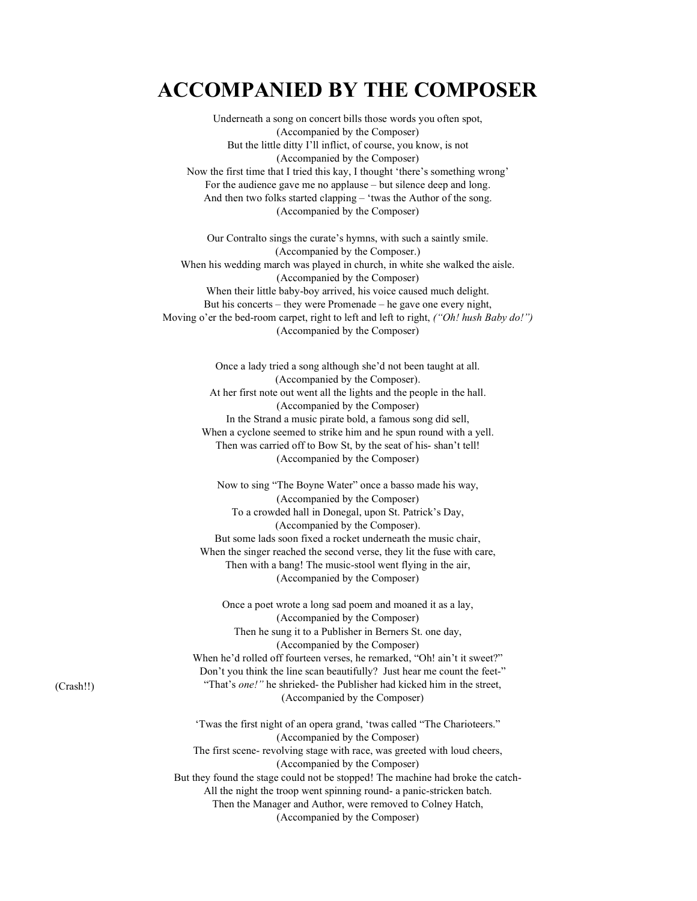# ACCOMPANIED BY THE COMPOSER

Underneath a song on concert bills those words you often spot,
(Accompanied by the Composer)
But the little ditty I'll inflict, of course, you know, is not
(Accompanied by the Composer)
Now the first time that I tried this kay, I thought 'there's something wrong'
For the audience gave me no applause – but silence deep and long.
And then two folks started clapping – 'twas the Author of the song.
(Accompanied by the Composer)

Our Contralto sings the curate's hymns, with such a saintly smile.
(Accompanied by the Composer.)
When his wedding march was played in church, in white she walked the aisle.
(Accompanied by the Composer)
When their little baby-boy arrived, his voice caused much delight.
But his concerts – they were Promenade – he gave one every night,
Moving o'er the bed-room carpet, right to left and left to right, *("Oh! hush Baby do!")*
(Accompanied by the Composer)

Once a lady tried a song although she'd not been taught at all.
(Accompanied by the Composer).
At her first note out went all the lights and the people in the hall.
(Accompanied by the Composer)
In the Strand a music pirate bold, a famous song did sell,
When a cyclone seemed to strike him and he spun round with a yell.
Then was carried off to Bow St, by the seat of his- shan't tell!
(Accompanied by the Composer)

Now to sing "The Boyne Water" once a basso made his way,
(Accompanied by the Composer)
To a crowded hall in Donegal, upon St. Patrick's Day,
(Accompanied by the Composer).
But some lads soon fixed a rocket underneath the music chair,
When the singer reached the second verse, they lit the fuse with care,
Then with a bang! The music-stool went flying in the air,
(Accompanied by the Composer)

Once a poet wrote a long sad poem and moaned it as a lay,
(Accompanied by the Composer)
Then he sung it to a Publisher in Berners St. one day,
(Accompanied by the Composer)
When he'd rolled off fourteen verses, he remarked, "Oh! ain't it sweet?"
Don't you think the line scan beautifully? Just hear me count the feet-"
(Crash!!) "That's *one!"* he shrieked- the Publisher had kicked him in the street,
(Accompanied by the Composer)

'Twas the first night of an opera grand, 'twas called "The Charioteers."
(Accompanied by the Composer)
The first scene- revolving stage with race, was greeted with loud cheers,
(Accompanied by the Composer)
But they found the stage could not be stopped! The machine had broke the catch-
All the night the troop went spinning round- a panic-stricken batch.
Then the Manager and Author, were removed to Colney Hatch,
(Accompanied by the Composer)